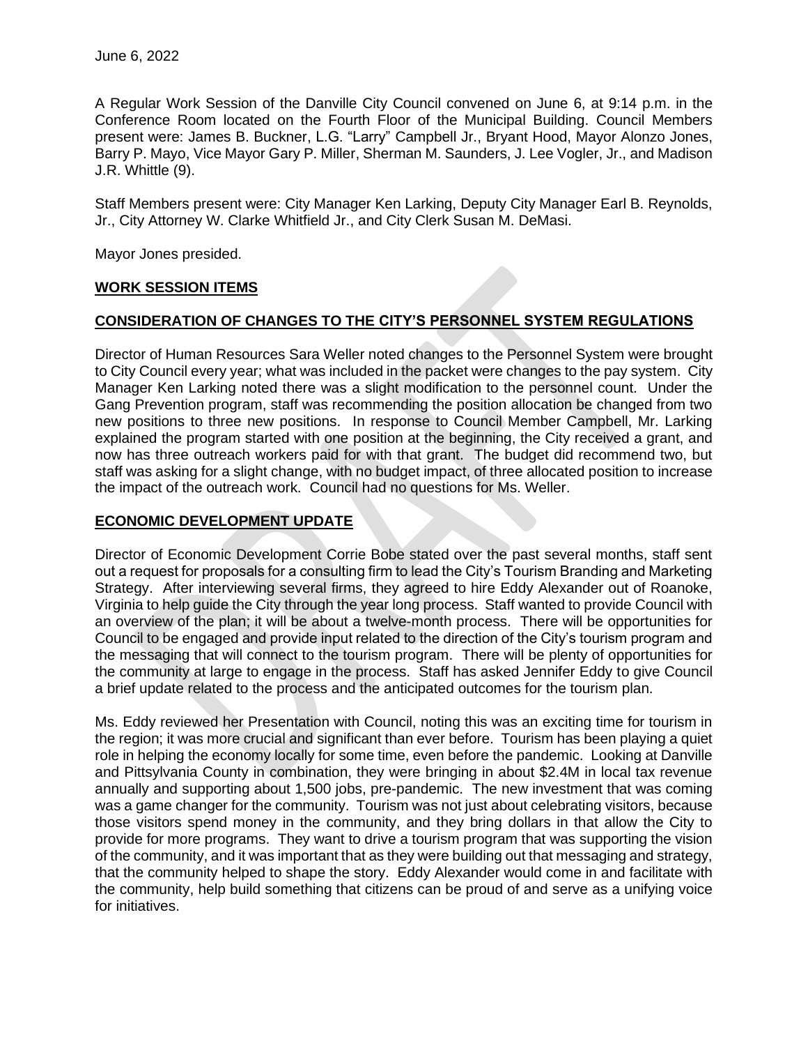June 6, 2022

A Regular Work Session of the Danville City Council convened on June 6, at 9:14 p.m. in the Conference Room located on the Fourth Floor of the Municipal Building. Council Members present were: James B. Buckner, L.G. "Larry" Campbell Jr., Bryant Hood, Mayor Alonzo Jones, Barry P. Mayo, Vice Mayor Gary P. Miller, Sherman M. Saunders, J. Lee Vogler, Jr., and Madison J.R. Whittle (9).

Staff Members present were: City Manager Ken Larking, Deputy City Manager Earl B. Reynolds, Jr., City Attorney W. Clarke Whitfield Jr., and City Clerk Susan M. DeMasi.

Mayor Jones presided.

## WORK SESSION ITEMS

## CONSIDERATION OF CHANGES TO THE CITY'S PERSONNEL SYSTEM REGULATIONS

Director of Human Resources Sara Weller noted changes to the Personnel System were brought to City Council every year; what was included in the packet were changes to the pay system. City Manager Ken Larking noted there was a slight modification to the personnel count. Under the Gang Prevention program, staff was recommending the position allocation be changed from two new positions to three new positions. In response to Council Member Campbell, Mr. Larking explained the program started with one position at the beginning, the City received a grant, and now has three outreach workers paid for with that grant. The budget did recommend two, but staff was asking for a slight change, with no budget impact, of three allocated position to increase the impact of the outreach work. Council had no questions for Ms. Weller.

## ECONOMIC DEVELOPMENT UPDATE

Director of Economic Development Corrie Bobe stated over the past several months, staff sent out a request for proposals for a consulting firm to lead the City's Tourism Branding and Marketing Strategy. After interviewing several firms, they agreed to hire Eddy Alexander out of Roanoke, Virginia to help guide the City through the year long process. Staff wanted to provide Council with an overview of the plan; it will be about a twelve-month process. There will be opportunities for Council to be engaged and provide input related to the direction of the City's tourism program and the messaging that will connect to the tourism program. There will be plenty of opportunities for the community at large to engage in the process. Staff has asked Jennifer Eddy to give Council a brief update related to the process and the anticipated outcomes for the tourism plan.

Ms. Eddy reviewed her Presentation with Council, noting this was an exciting time for tourism in the region; it was more crucial and significant than ever before. Tourism has been playing a quiet role in helping the economy locally for some time, even before the pandemic. Looking at Danville and Pittsylvania County in combination, they were bringing in about $2.4M in local tax revenue annually and supporting about 1,500 jobs, pre-pandemic. The new investment that was coming was a game changer for the community. Tourism was not just about celebrating visitors, because those visitors spend money in the community, and they bring dollars in that allow the City to provide for more programs. They want to drive a tourism program that was supporting the vision of the community, and it was important that as they were building out that messaging and strategy, that the community helped to shape the story. Eddy Alexander would come in and facilitate with the community, help build something that citizens can be proud of and serve as a unifying voice for initiatives.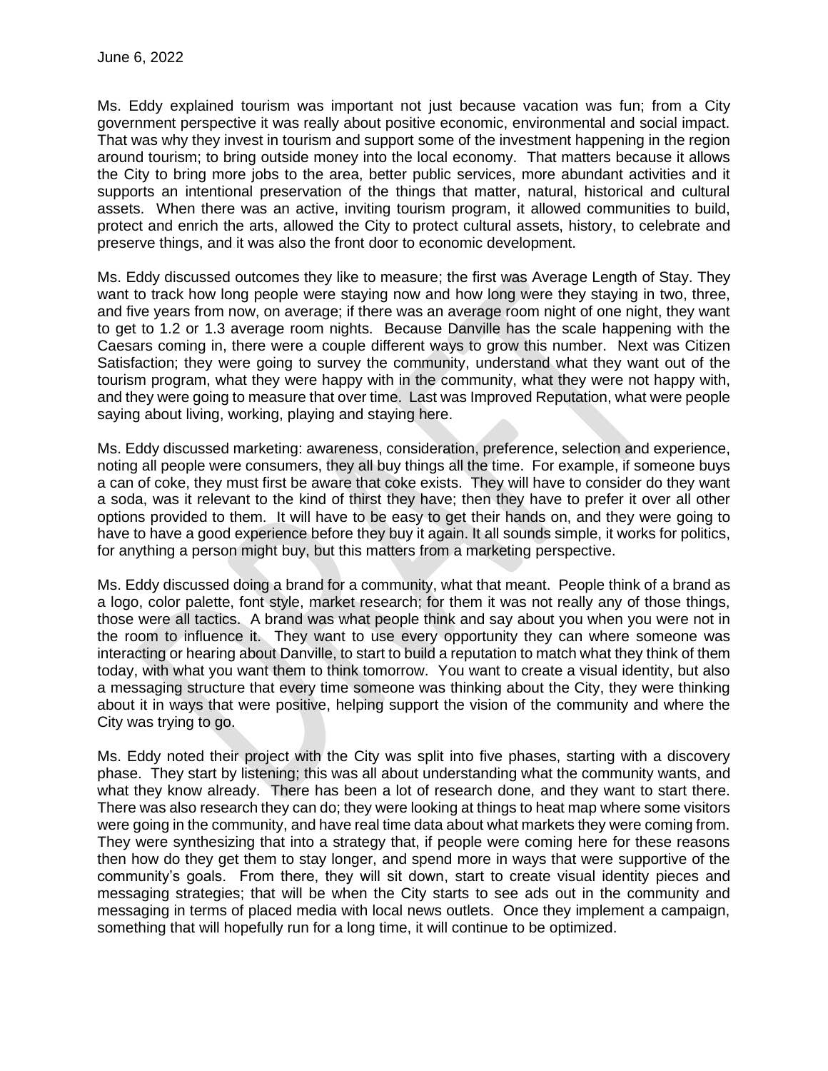June 6, 2022

Ms. Eddy explained tourism was important not just because vacation was fun; from a City government perspective it was really about positive economic, environmental and social impact. That was why they invest in tourism and support some of the investment happening in the region around tourism; to bring outside money into the local economy. That matters because it allows the City to bring more jobs to the area, better public services, more abundant activities and it supports an intentional preservation of the things that matter, natural, historical and cultural assets. When there was an active, inviting tourism program, it allowed communities to build, protect and enrich the arts, allowed the City to protect cultural assets, history, to celebrate and preserve things, and it was also the front door to economic development.

Ms. Eddy discussed outcomes they like to measure; the first was Average Length of Stay. They want to track how long people were staying now and how long were they staying in two, three, and five years from now, on average; if there was an average room night of one night, they want to get to 1.2 or 1.3 average room nights. Because Danville has the scale happening with the Caesars coming in, there were a couple different ways to grow this number. Next was Citizen Satisfaction; they were going to survey the community, understand what they want out of the tourism program, what they were happy with in the community, what they were not happy with, and they were going to measure that over time. Last was Improved Reputation, what were people saying about living, working, playing and staying here.

Ms. Eddy discussed marketing: awareness, consideration, preference, selection and experience, noting all people were consumers, they all buy things all the time. For example, if someone buys a can of coke, they must first be aware that coke exists. They will have to consider do they want a soda, was it relevant to the kind of thirst they have; then they have to prefer it over all other options provided to them. It will have to be easy to get their hands on, and they were going to have to have a good experience before they buy it again. It all sounds simple, it works for politics, for anything a person might buy, but this matters from a marketing perspective.

Ms. Eddy discussed doing a brand for a community, what that meant. People think of a brand as a logo, color palette, font style, market research; for them it was not really any of those things, those were all tactics. A brand was what people think and say about you when you were not in the room to influence it. They want to use every opportunity they can where someone was interacting or hearing about Danville, to start to build a reputation to match what they think of them today, with what you want them to think tomorrow. You want to create a visual identity, but also a messaging structure that every time someone was thinking about the City, they were thinking about it in ways that were positive, helping support the vision of the community and where the City was trying to go.

Ms. Eddy noted their project with the City was split into five phases, starting with a discovery phase. They start by listening; this was all about understanding what the community wants, and what they know already. There has been a lot of research done, and they want to start there. There was also research they can do; they were looking at things to heat map where some visitors were going in the community, and have real time data about what markets they were coming from. They were synthesizing that into a strategy that, if people were coming here for these reasons then how do they get them to stay longer, and spend more in ways that were supportive of the community's goals. From there, they will sit down, start to create visual identity pieces and messaging strategies; that will be when the City starts to see ads out in the community and messaging in terms of placed media with local news outlets. Once they implement a campaign, something that will hopefully run for a long time, it will continue to be optimized.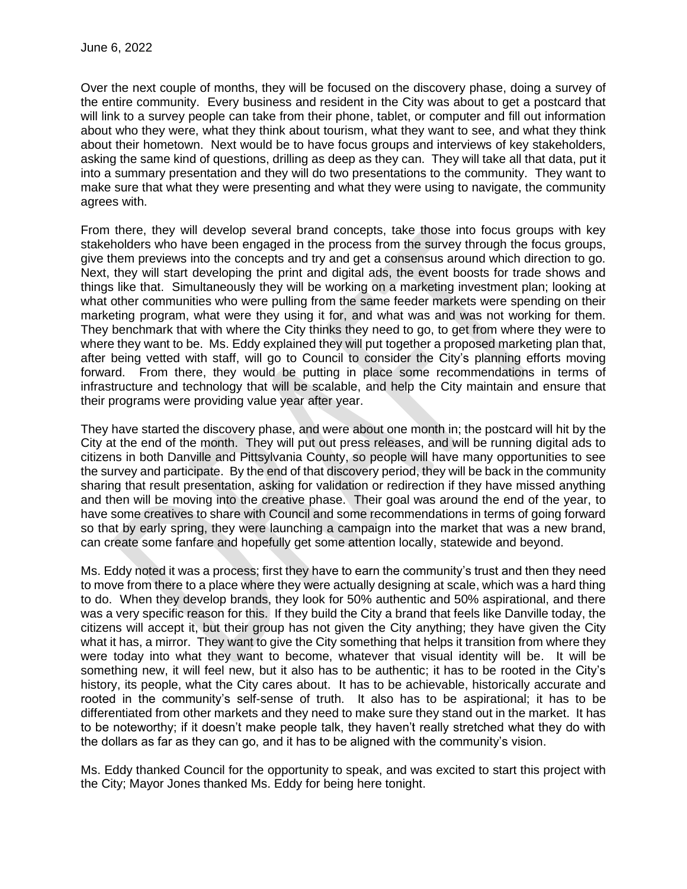June 6, 2022

Over the next couple of months, they will be focused on the discovery phase, doing a survey of the entire community. Every business and resident in the City was about to get a postcard that will link to a survey people can take from their phone, tablet, or computer and fill out information about who they were, what they think about tourism, what they want to see, and what they think about their hometown. Next would be to have focus groups and interviews of key stakeholders, asking the same kind of questions, drilling as deep as they can. They will take all that data, put it into a summary presentation and they will do two presentations to the community. They want to make sure that what they were presenting and what they were using to navigate, the community agrees with.

From there, they will develop several brand concepts, take those into focus groups with key stakeholders who have been engaged in the process from the survey through the focus groups, give them previews into the concepts and try and get a consensus around which direction to go. Next, they will start developing the print and digital ads, the event boosts for trade shows and things like that. Simultaneously they will be working on a marketing investment plan; looking at what other communities who were pulling from the same feeder markets were spending on their marketing program, what were they using it for, and what was and was not working for them. They benchmark that with where the City thinks they need to go, to get from where they were to where they want to be. Ms. Eddy explained they will put together a proposed marketing plan that, after being vetted with staff, will go to Council to consider the City's planning efforts moving forward. From there, they would be putting in place some recommendations in terms of infrastructure and technology that will be scalable, and help the City maintain and ensure that their programs were providing value year after year.

They have started the discovery phase, and were about one month in; the postcard will hit by the City at the end of the month. They will put out press releases, and will be running digital ads to citizens in both Danville and Pittsylvania County, so people will have many opportunities to see the survey and participate. By the end of that discovery period, they will be back in the community sharing that result presentation, asking for validation or redirection if they have missed anything and then will be moving into the creative phase. Their goal was around the end of the year, to have some creatives to share with Council and some recommendations in terms of going forward so that by early spring, they were launching a campaign into the market that was a new brand, can create some fanfare and hopefully get some attention locally, statewide and beyond.

Ms. Eddy noted it was a process; first they have to earn the community's trust and then they need to move from there to a place where they were actually designing at scale, which was a hard thing to do. When they develop brands, they look for 50% authentic and 50% aspirational, and there was a very specific reason for this. If they build the City a brand that feels like Danville today, the citizens will accept it, but their group has not given the City anything; they have given the City what it has, a mirror. They want to give the City something that helps it transition from where they were today into what they want to become, whatever that visual identity will be. It will be something new, it will feel new, but it also has to be authentic; it has to be rooted in the City's history, its people, what the City cares about. It has to be achievable, historically accurate and rooted in the community's self-sense of truth. It also has to be aspirational; it has to be differentiated from other markets and they need to make sure they stand out in the market. It has to be noteworthy; if it doesn't make people talk, they haven't really stretched what they do with the dollars as far as they can go, and it has to be aligned with the community's vision.

Ms. Eddy thanked Council for the opportunity to speak, and was excited to start this project with the City; Mayor Jones thanked Ms. Eddy for being here tonight.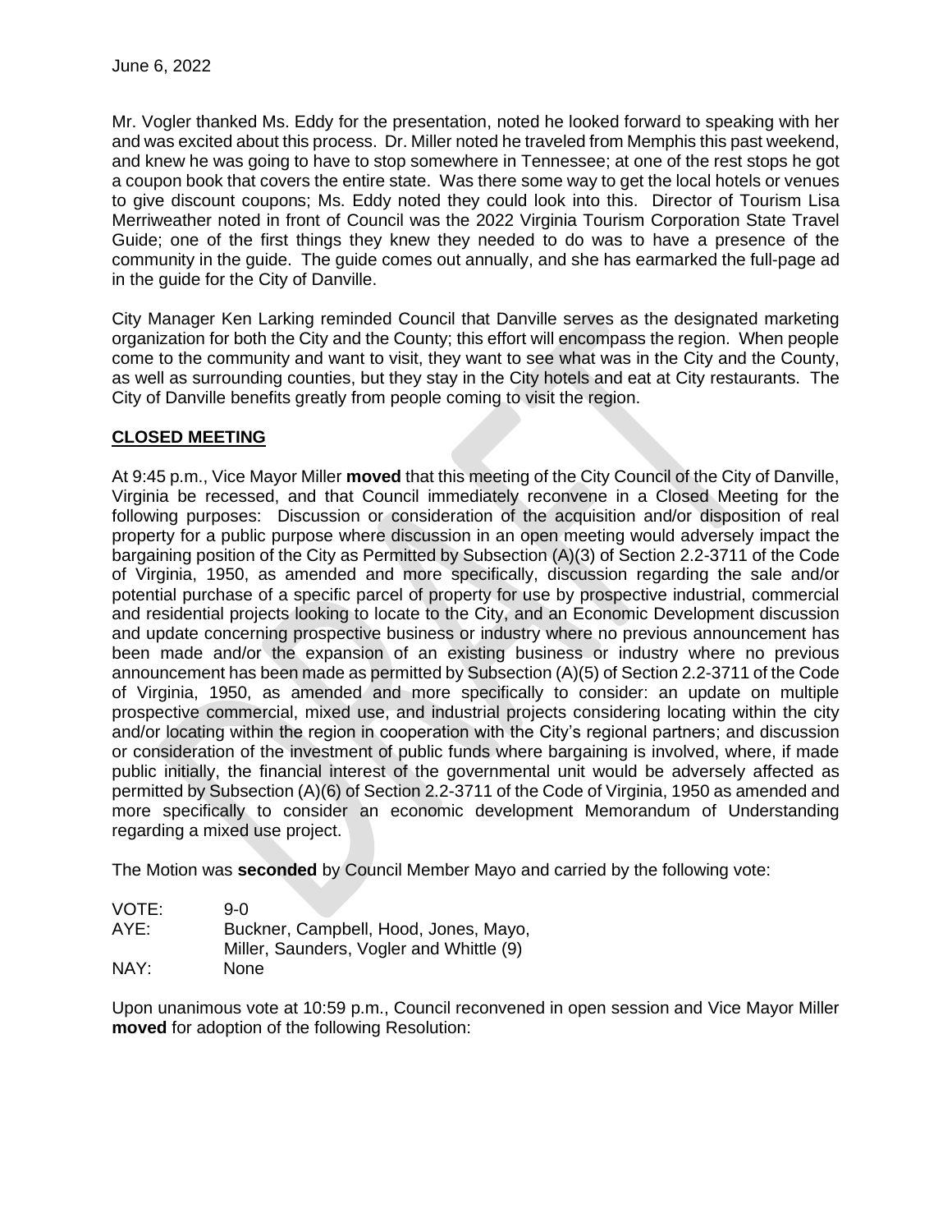Mr. Vogler thanked Ms. Eddy for the presentation, noted he looked forward to speaking with her and was excited about this process. Dr. Miller noted he traveled from Memphis this past weekend, and knew he was going to have to stop somewhere in Tennessee; at one of the rest stops he got a coupon book that covers the entire state. Was there some way to get the local hotels or venues to give discount coupons; Ms. Eddy noted they could look into this. Director of Tourism Lisa Merriweather noted in front of Council was the 2022 Virginia Tourism Corporation State Travel Guide; one of the first things they knew they needed to do was to have a presence of the community in the guide. The guide comes out annually, and she has earmarked the full-page ad in the guide for the City of Danville.

City Manager Ken Larking reminded Council that Danville serves as the designated marketing organization for both the City and the County; this effort will encompass the region. When people come to the community and want to visit, they want to see what was in the City and the County, as well as surrounding counties, but they stay in the City hotels and eat at City restaurants. The City of Danville benefits greatly from people coming to visit the region.

## CLOSED MEETING

At 9:45 p.m., Vice Mayor Miller **moved** that this meeting of the City Council of the City of Danville, Virginia be recessed, and that Council immediately reconvene in a Closed Meeting for the following purposes: Discussion or consideration of the acquisition and/or disposition of real property for a public purpose where discussion in an open meeting would adversely impact the bargaining position of the City as Permitted by Subsection (A)(3) of Section 2.2-3711 of the Code of Virginia, 1950, as amended and more specifically, discussion regarding the sale and/or potential purchase of a specific parcel of property for use by prospective industrial, commercial and residential projects looking to locate to the City, and an Economic Development discussion and update concerning prospective business or industry where no previous announcement has been made and/or the expansion of an existing business or industry where no previous announcement has been made as permitted by Subsection (A)(5) of Section 2.2-3711 of the Code of Virginia, 1950, as amended and more specifically to consider: an update on multiple prospective commercial, mixed use, and industrial projects considering locating within the city and/or locating within the region in cooperation with the City's regional partners; and discussion or consideration of the investment of public funds where bargaining is involved, where, if made public initially, the financial interest of the governmental unit would be adversely affected as permitted by Subsection (A)(6) of Section 2.2-3711 of the Code of Virginia, 1950 as amended and more specifically to consider an economic development Memorandum of Understanding regarding a mixed use project.

The Motion was **seconded** by Council Member Mayo and carried by the following vote:

VOTE: 9-0
AYE: Buckner, Campbell, Hood, Jones, Mayo, Miller, Saunders, Vogler and Whittle (9)
NAY: None

Upon unanimous vote at 10:59 p.m., Council reconvened in open session and Vice Mayor Miller **moved** for adoption of the following Resolution: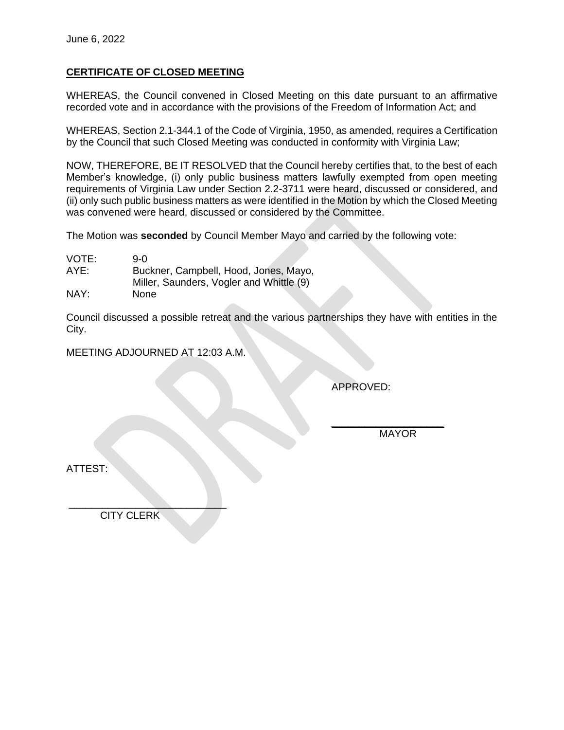June 6, 2022

**CERTIFICATE OF CLOSED MEETING**

WHEREAS, the Council convened in Closed Meeting on this date pursuant to an affirmative recorded vote and in accordance with the provisions of the Freedom of Information Act; and

WHEREAS, Section 2.1-344.1 of the Code of Virginia, 1950, as amended, requires a Certification by the Council that such Closed Meeting was conducted in conformity with Virginia Law;

NOW, THEREFORE, BE IT RESOLVED that the Council hereby certifies that, to the best of each Member's knowledge, (i) only public business matters lawfully exempted from open meeting requirements of Virginia Law under Section 2.2-3711 were heard, discussed or considered, and (ii) only such public business matters as were identified in the Motion by which the Closed Meeting was convened were heard, discussed or considered by the Committee.

The Motion was **seconded** by Council Member Mayo and carried by the following vote:

VOTE: 9-0
AYE: Buckner, Campbell, Hood, Jones, Mayo, Miller, Saunders, Vogler and Whittle (9)
NAY: None

Council discussed a possible retreat and the various partnerships they have with entities in the City.

MEETING ADJOURNED AT 12:03 A.M.

APPROVED:

\_\_\_\_\_\_\_\_\_\_\_\_\_\_\_\_\_\_\_\_
MAYOR

ATTEST:

\_\_\_\_\_\_\_\_\_\_\_\_\_\_\_\_\_\_\_\_\_\_\_\_\_\_\_\_
CITY CLERK